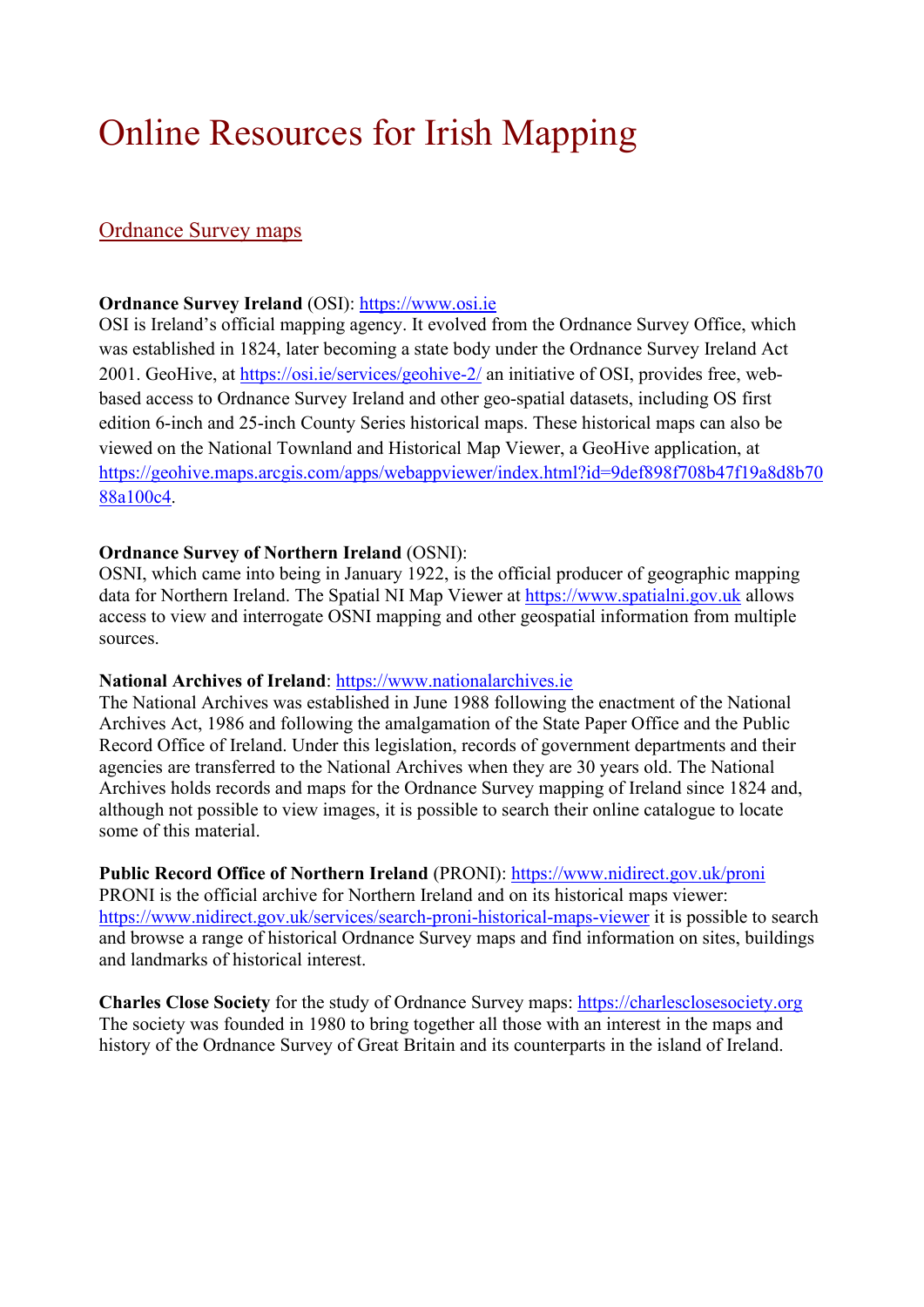# Online Resources for Irish Mapping

## Ordnance Survey maps

**Ordnance Survey Ireland** (OSI): https://www.osi.ie
OSI is Ireland's official mapping agency. It evolved from the Ordnance Survey Office, which was established in 1824, later becoming a state body under the Ordnance Survey Ireland Act 2001. GeoHive, at https://osi.ie/services/geohive-2/ an initiative of OSI, provides free, web-based access to Ordnance Survey Ireland and other geo-spatial datasets, including OS first edition 6-inch and 25-inch County Series historical maps. These historical maps can also be viewed on the National Townland and Historical Map Viewer, a GeoHive application, at https://geohive.maps.arcgis.com/apps/webappviewer/index.html?id=9def898f708b47f19a8d8b7088a100c4.

**Ordnance Survey of Northern Ireland** (OSNI):
OSNI, which came into being in January 1922, is the official producer of geographic mapping data for Northern Ireland. The Spatial NI Map Viewer at https://www.spatialni.gov.uk allows access to view and interrogate OSNI mapping and other geospatial information from multiple sources.

**National Archives of Ireland**: https://www.nationalarchives.ie
The National Archives was established in June 1988 following the enactment of the National Archives Act, 1986 and following the amalgamation of the State Paper Office and the Public Record Office of Ireland. Under this legislation, records of government departments and their agencies are transferred to the National Archives when they are 30 years old. The National Archives holds records and maps for the Ordnance Survey mapping of Ireland since 1824 and, although not possible to view images, it is possible to search their online catalogue to locate some of this material.

**Public Record Office of Northern Ireland** (PRONI): https://www.nidirect.gov.uk/proni
PRONI is the official archive for Northern Ireland and on its historical maps viewer: https://www.nidirect.gov.uk/services/search-proni-historical-maps-viewer it is possible to search and browse a range of historical Ordnance Survey maps and find information on sites, buildings and landmarks of historical interest.

**Charles Close Society** for the study of Ordnance Survey maps: https://charlesclosesociety.org
The society was founded in 1980 to bring together all those with an interest in the maps and history of the Ordnance Survey of Great Britain and its counterparts in the island of Ireland.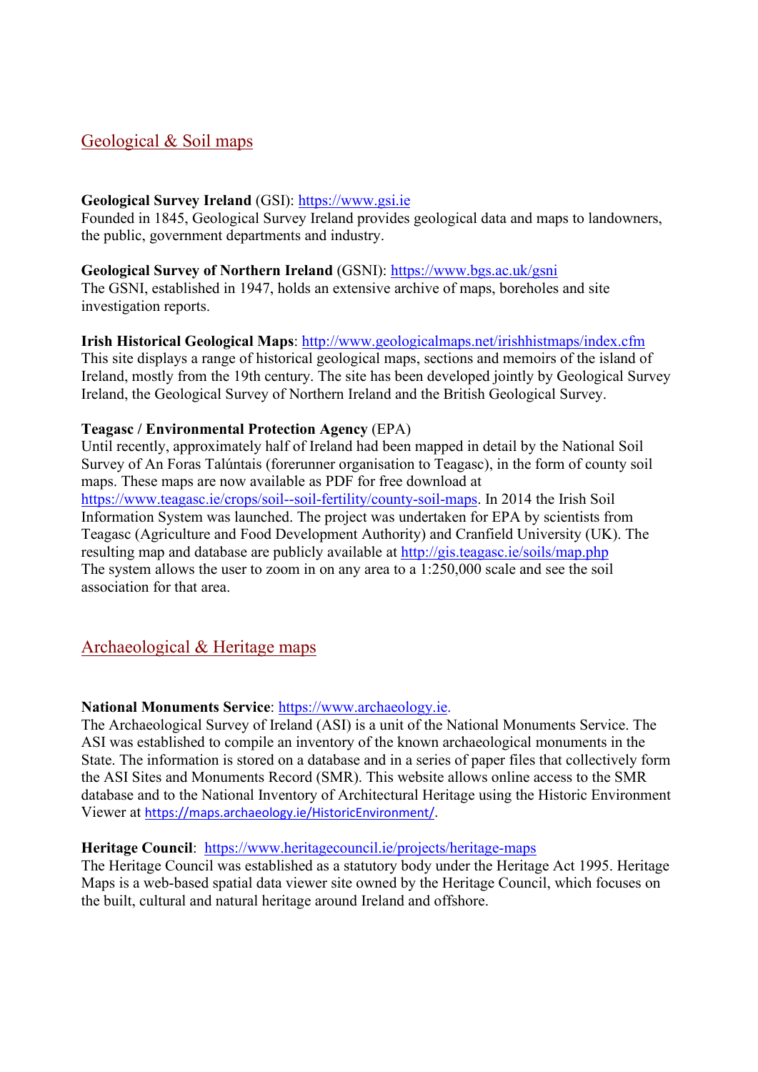## Geological & Soil maps

**Geological Survey Ireland** (GSI): https://www.gsi.ie
Founded in 1845, Geological Survey Ireland provides geological data and maps to landowners, the public, government departments and industry.

**Geological Survey of Northern Ireland** (GSNI): https://www.bgs.ac.uk/gsni
The GSNI, established in 1947, holds an extensive archive of maps, boreholes and site investigation reports.

**Irish Historical Geological Maps**: http://www.geologicalmaps.net/irishhistmaps/index.cfm
This site displays a range of historical geological maps, sections and memoirs of the island of Ireland, mostly from the 19th century. The site has been developed jointly by Geological Survey Ireland, the Geological Survey of Northern Ireland and the British Geological Survey.

**Teagasc / Environmental Protection Agency** (EPA)
Until recently, approximately half of Ireland had been mapped in detail by the National Soil Survey of An Foras Talúntais (forerunner organisation to Teagasc), in the form of county soil maps. These maps are now available as PDF for free download at https://www.teagasc.ie/crops/soil--soil-fertility/county-soil-maps. In 2014 the Irish Soil Information System was launched. The project was undertaken for EPA by scientists from Teagasc (Agriculture and Food Development Authority) and Cranfield University (UK). The resulting map and database are publicly available at http://gis.teagasc.ie/soils/map.php
The system allows the user to zoom in on any area to a 1:250,000 scale and see the soil association for that area.

## Archaeological & Heritage maps

**National Monuments Service**: https://www.archaeology.ie.
The Archaeological Survey of Ireland (ASI) is a unit of the National Monuments Service. The ASI was established to compile an inventory of the known archaeological monuments in the State. The information is stored on a database and in a series of paper files that collectively form the ASI Sites and Monuments Record (SMR). This website allows online access to the SMR database and to the National Inventory of Architectural Heritage using the Historic Environment Viewer at https://maps.archaeology.ie/HistoricEnvironment/.

**Heritage Council**: https://www.heritagecouncil.ie/projects/heritage-maps
The Heritage Council was established as a statutory body under the Heritage Act 1995. Heritage Maps is a web-based spatial data viewer site owned by the Heritage Council, which focuses on the built, cultural and natural heritage around Ireland and offshore.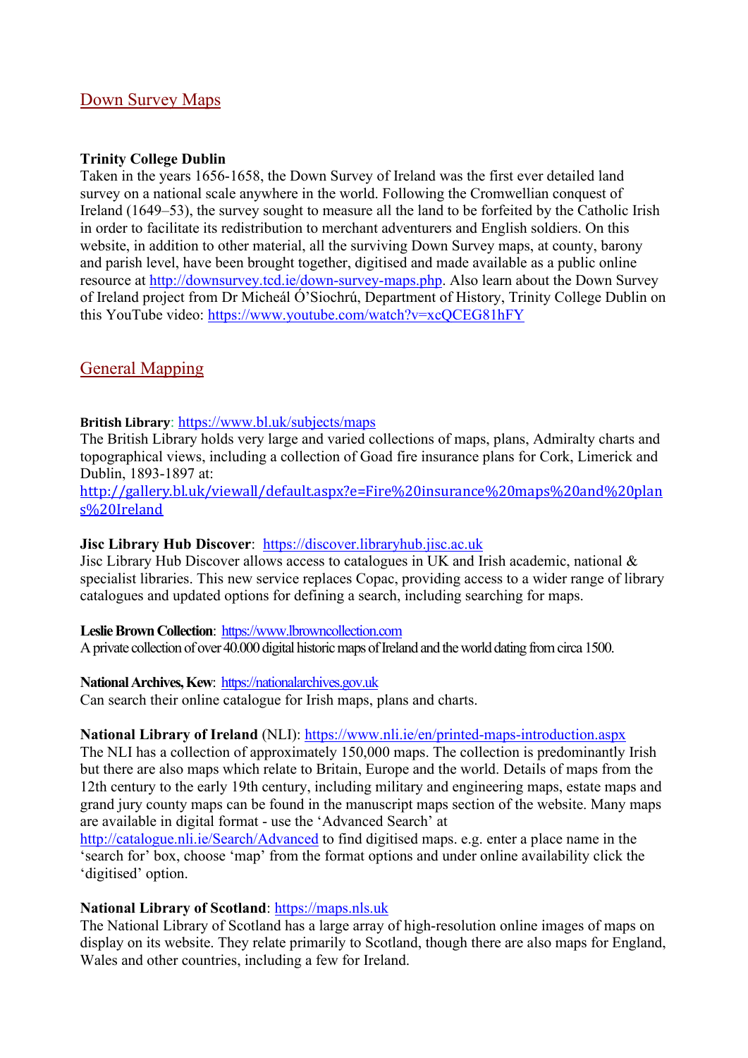## Down Survey Maps

**Trinity College Dublin**
Taken in the years 1656-1658, the Down Survey of Ireland was the first ever detailed land survey on a national scale anywhere in the world. Following the Cromwellian conquest of Ireland (1649–53), the survey sought to measure all the land to be forfeited by the Catholic Irish in order to facilitate its redistribution to merchant adventurers and English soldiers. On this website, in addition to other material, all the surviving Down Survey maps, at county, barony and parish level, have been brought together, digitised and made available as a public online resource at http://downsurvey.tcd.ie/down-survey-maps.php. Also learn about the Down Survey of Ireland project from Dr Micheál Ó'Siochrú, Department of History, Trinity College Dublin on this YouTube video: https://www.youtube.com/watch?v=xcQCEG81hFY

## General Mapping

**British Library**: https://www.bl.uk/subjects/maps
The British Library holds very large and varied collections of maps, plans, Admiralty charts and topographical views, including a collection of Goad fire insurance plans for Cork, Limerick and Dublin, 1893-1897 at:
http://gallery.bl.uk/viewall/default.aspx?e=Fire%20insurance%20maps%20and%20plans%20Ireland

**Jisc Library Hub Discover**: https://discover.libraryhub.jisc.ac.uk
Jisc Library Hub Discover allows access to catalogues in UK and Irish academic, national & specialist libraries. This new service replaces Copac, providing access to a wider range of library catalogues and updated options for defining a search, including searching for maps.

**Leslie Brown Collection**: https://www.lbrowncollection.com
A private collection of over 40.000 digital historic maps of Ireland and the world dating from circa 1500.

**National Archives, Kew**: https://nationalarchives.gov.uk
Can search their online catalogue for Irish maps, plans and charts.

**National Library of Ireland** (NLI): https://www.nli.ie/en/printed-maps-introduction.aspx
The NLI has a collection of approximately 150,000 maps. The collection is predominantly Irish but there are also maps which relate to Britain, Europe and the world. Details of maps from the 12th century to the early 19th century, including military and engineering maps, estate maps and grand jury county maps can be found in the manuscript maps section of the website. Many maps are available in digital format - use the 'Advanced Search' at http://catalogue.nli.ie/Search/Advanced to find digitised maps. e.g. enter a place name in the 'search for' box, choose 'map' from the format options and under online availability click the 'digitised' option.

**National Library of Scotland**: https://maps.nls.uk
The National Library of Scotland has a large array of high-resolution online images of maps on display on its website. They relate primarily to Scotland, though there are also maps for England, Wales and other countries, including a few for Ireland.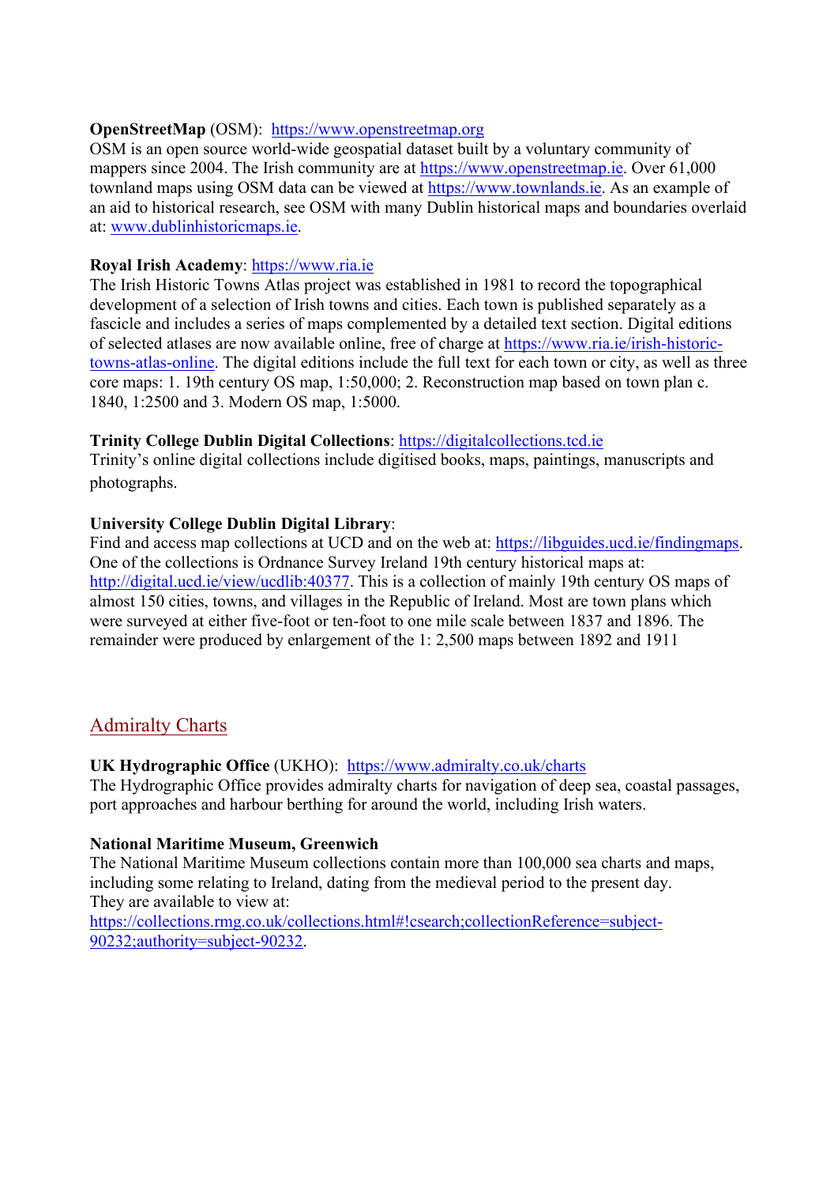**OpenStreetMap** (OSM): https://www.openstreetmap.org
OSM is an open source world-wide geospatial dataset built by a voluntary community of mappers since 2004. The Irish community are at https://www.openstreetmap.ie. Over 61,000 townland maps using OSM data can be viewed at https://www.townlands.ie. As an example of an aid to historical research, see OSM with many Dublin historical maps and boundaries overlaid at: www.dublinhistoricmaps.ie.

**Royal Irish Academy**: https://www.ria.ie
The Irish Historic Towns Atlas project was established in 1981 to record the topographical development of a selection of Irish towns and cities. Each town is published separately as a fascicle and includes a series of maps complemented by a detailed text section. Digital editions of selected atlases are now available online, free of charge at https://www.ria.ie/irish-historic-towns-atlas-online. The digital editions include the full text for each town or city, as well as three core maps: 1. 19th century OS map, 1:50,000; 2. Reconstruction map based on town plan c. 1840, 1:2500 and 3. Modern OS map, 1:5000.

**Trinity College Dublin Digital Collections**: https://digitalcollections.tcd.ie
Trinity's online digital collections include digitised books, maps, paintings, manuscripts and photographs.

**University College Dublin Digital Library**:
Find and access map collections at UCD and on the web at: https://libguides.ucd.ie/findingmaps. One of the collections is Ordnance Survey Ireland 19th century historical maps at: http://digital.ucd.ie/view/ucdlib:40377. This is a collection of mainly 19th century OS maps of almost 150 cities, towns, and villages in the Republic of Ireland. Most are town plans which were surveyed at either five-foot or ten-foot to one mile scale between 1837 and 1896. The remainder were produced by enlargement of the 1: 2,500 maps between 1892 and 1911

## Admiralty Charts

**UK Hydrographic Office** (UKHO): https://www.admiralty.co.uk/charts
The Hydrographic Office provides admiralty charts for navigation of deep sea, coastal passages, port approaches and harbour berthing for around the world, including Irish waters.

**National Maritime Museum, Greenwich**
The National Maritime Museum collections contain more than 100,000 sea charts and maps, including some relating to Ireland, dating from the medieval period to the present day.
They are available to view at:
https://collections.rmg.co.uk/collections.html#!csearch;collectionReference=subject-90232;authority=subject-90232.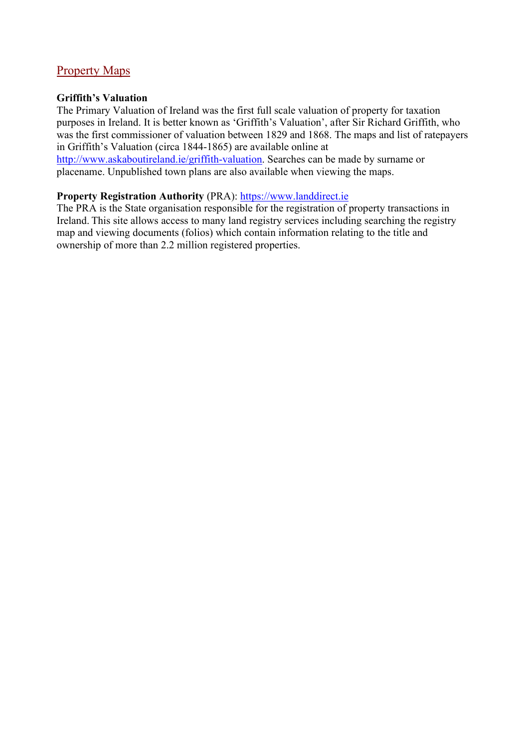## Property Maps

**Griffith's Valuation**
The Primary Valuation of Ireland was the first full scale valuation of property for taxation purposes in Ireland. It is better known as 'Griffith's Valuation', after Sir Richard Griffith, who was the first commissioner of valuation between 1829 and 1868. The maps and list of ratepayers in Griffith's Valuation (circa 1844-1865) are available online at http://www.askaboutireland.ie/griffith-valuation. Searches can be made by surname or placename. Unpublished town plans are also available when viewing the maps.

**Property Registration Authority** (PRA): https://www.landdirect.ie
The PRA is the State organisation responsible for the registration of property transactions in Ireland. This site allows access to many land registry services including searching the registry map and viewing documents (folios) which contain information relating to the title and ownership of more than 2.2 million registered properties.